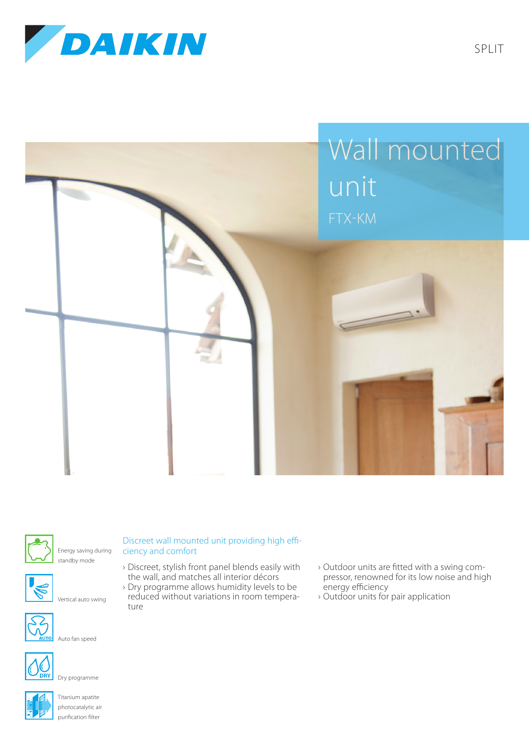DAIKIN

SPLIT

# Wall mounted unit

## FTX-KM

Energy saving during standby mode

Vertical auto swing

Auto fan speed

Dry programme

Titanium apatite photocatalytic air purification filter

### Discreet wall mounted unit providing high efficiency and comfort

- Discreet, stylish front panel blends easily with the wall, and matches all interior décors
- Dry programme allows humidity levels to be reduced without variations in room temperature
- Outdoor units are fitted with a swing compressor, renowned for its low noise and high energy efficiency
- Outdoor units for pair application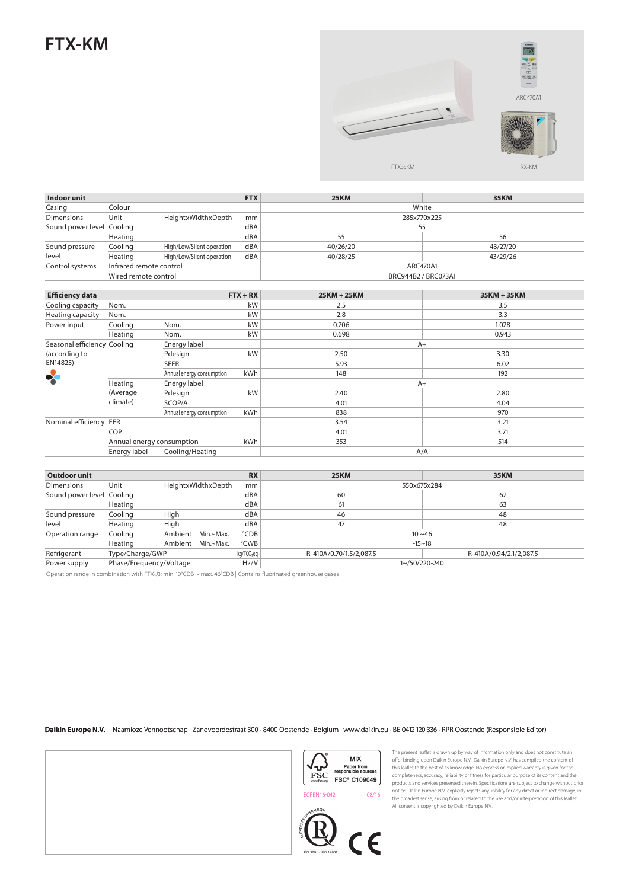# FTX-KM

ARC470A1

FTX35KM

RX-KM

| Indoor unit | | | FTX | 25KM | 35KM |
|---|---|---|---|---|---|
| Casing | Colour | | | White | |
| Dimensions | Unit | HeightxWidthxDepth | mm | 285x770x225 | |
| Sound power level | Cooling | | dBA | 55 | |
| | Heating | | dBA | 55 | 56 |
| Sound pressure level | Cooling | High/Low/Silent operation | dBA | 40/26/20 | 43/27/20 |
| | Heating | High/Low/Silent operation | dBA | 40/28/25 | 43/29/26 |
| Control systems | Infrared remote control | | | ARC470A1 | |
| | Wired remote control | | | BRC944B2 / BRC073A1 | |

| Efficiency data | | | FTX + RX | 25KM + 25KM | 35KM + 35KM |
|---|---|---|---|---|---|
| Cooling capacity | Nom. | | kW | 2.5 | 3.5 |
| Heating capacity | Nom. | | kW | 2.8 | 3.3 |
| Power input | Cooling | Nom. | kW | 0.706 | 1.028 |
| | Heating | Nom. | kW | 0.698 | 0.943 |
| Seasonal efficiency (according to EN14825) | Cooling | Energy label | | A+ | |
| | | Pdesign | kW | 2.50 | 3.30 |
| | | SEER | | 5.93 | 6.02 |
| | | Annual energy consumption | kWh | 148 | 192 |
| | Heating (Average climate) | Energy label | | A+ | |
| | | Pdesign | kW | 2.40 | 2.80 |
| | | SCOP/A | | 4.01 | 4.04 |
| | | Annual energy consumption | kWh | 838 | 970 |
| Nominal efficiency | EER | | | 3.54 | 3.21 |
| | COP | | | 4.01 | 3.71 |
| | Annual energy consumption | | kWh | 353 | 514 |
| | Energy label | Cooling/Heating | | A/A | |

| Outdoor unit | | | | RX | 25KM | 35KM |
|---|---|---|---|---|---|---|
| Dimensions | Unit | HeightxWidthxDepth | | mm | 550x675x284 | |
| Sound power level | Cooling | | | dBA | 60 | 62 |
| | Heating | | | dBA | 61 | 63 |
| Sound pressure level | Cooling | High | | dBA | 46 | 48 |
| | Heating | High | | dBA | 47 | 48 |
| Operation range | Cooling | Ambient | Min.~Max. | °CDB | 10 ~46 | |
| | Heating | Ambient | Min.~Max. | °CWB | -15~18 | |
| Refrigerant | Type/Charge/GWP | | | kg/TCO$_2$eq | R-410A/0.70/1.5/2,087.5 | R-410A/0.94/2.1/2,087.5 |
| Power supply | Phase/Frequency/Voltage | | | Hz/V | 1~/50/220-240 | |

Operation range in combination with FTX-J3: min. 10°CDB ~ max. 46°CDB | Contains fluorinated greenhouse gases

**Daikin Europe N.V.** Naamloze Vennootschap · Zandvoordestraat 300 · 8400 Oostende · Belgium · www.daikin.eu · BE 0412 120 336 · RPR Oostende (Responsible Editor)

MIX Paper from responsible sources FSC® C109049

ECPEN16-042 08/16

ISO 9001 · ISO 14001

The present leaflet is drawn up by way of information only and does not constitute an offer binding upon Daikin Europe N.V.. Daikin Europe N.V. has compiled the content of this leaflet to the best of its knowledge. No express or implied warranty is given for the completeness, accuracy, reliability or fitness for particular purpose of its content and the products and services presented therein. Specifications are subject to change without prior notice. Daikin Europe N.V. explicitly rejects any liability for any direct or indirect damage, in the broadest sense, arising from or related to the use and/or interpretation of this leaflet. All content is copyrighted by Daikin Europe N.V.